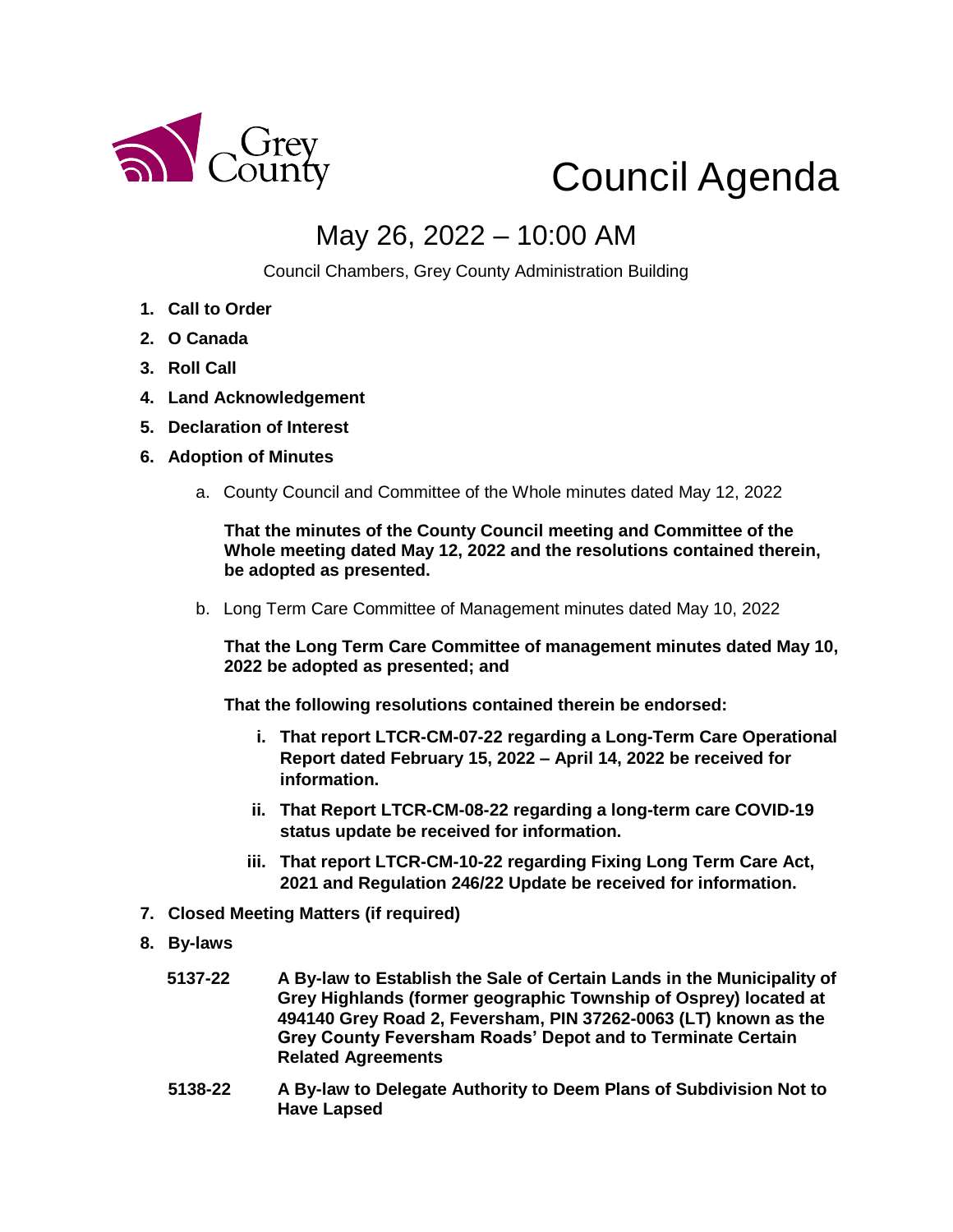Grey County

# Council Agenda

## May 26, 2022 – 10:00 AM

Council Chambers, Grey County Administration Building

1. **Call to Order**
2. **O Canada**
3. **Roll Call**
4. **Land Acknowledgement**
5. **Declaration of Interest**
6. **Adoption of Minutes**

   a. County Council and Committee of the Whole minutes dated May 12, 2022

   **That the minutes of the County Council meeting and Committee of the Whole meeting dated May 12, 2022 and the resolutions contained therein, be adopted as presented.**

   b. Long Term Care Committee of Management minutes dated May 10, 2022

   **That the Long Term Care Committee of management minutes dated May 10, 2022 be adopted as presented; and**

   **That the following resolutions contained therein be endorsed:**

   i. **That report LTCR-CM-07-22 regarding a Long-Term Care Operational Report dated February 15, 2022 – April 14, 2022 be received for information.**

   ii. **That Report LTCR-CM-08-22 regarding a long-term care COVID-19 status update be received for information.**

   iii. **That report LTCR-CM-10-22 regarding Fixing Long Term Care Act, 2021 and Regulation 246/22 Update be received for information.**

7. **Closed Meeting Matters (if required)**
8. **By-laws**

**5137-22** **A By-law to Establish the Sale of Certain Lands in the Municipality of Grey Highlands (former geographic Township of Osprey) located at 494140 Grey Road 2, Feversham, PIN 37262-0063 (LT) known as the Grey County Feversham Roads' Depot and to Terminate Certain Related Agreements**

**5138-22** **A By-law to Delegate Authority to Deem Plans of Subdivision Not to Have Lapsed**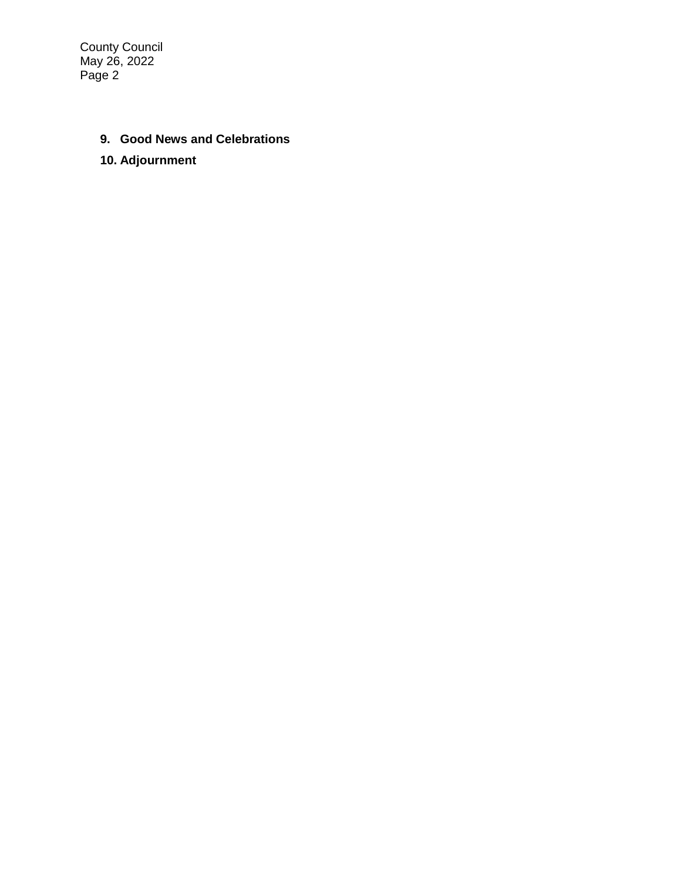9. **Good News and Celebrations**

10. **Adjournment**